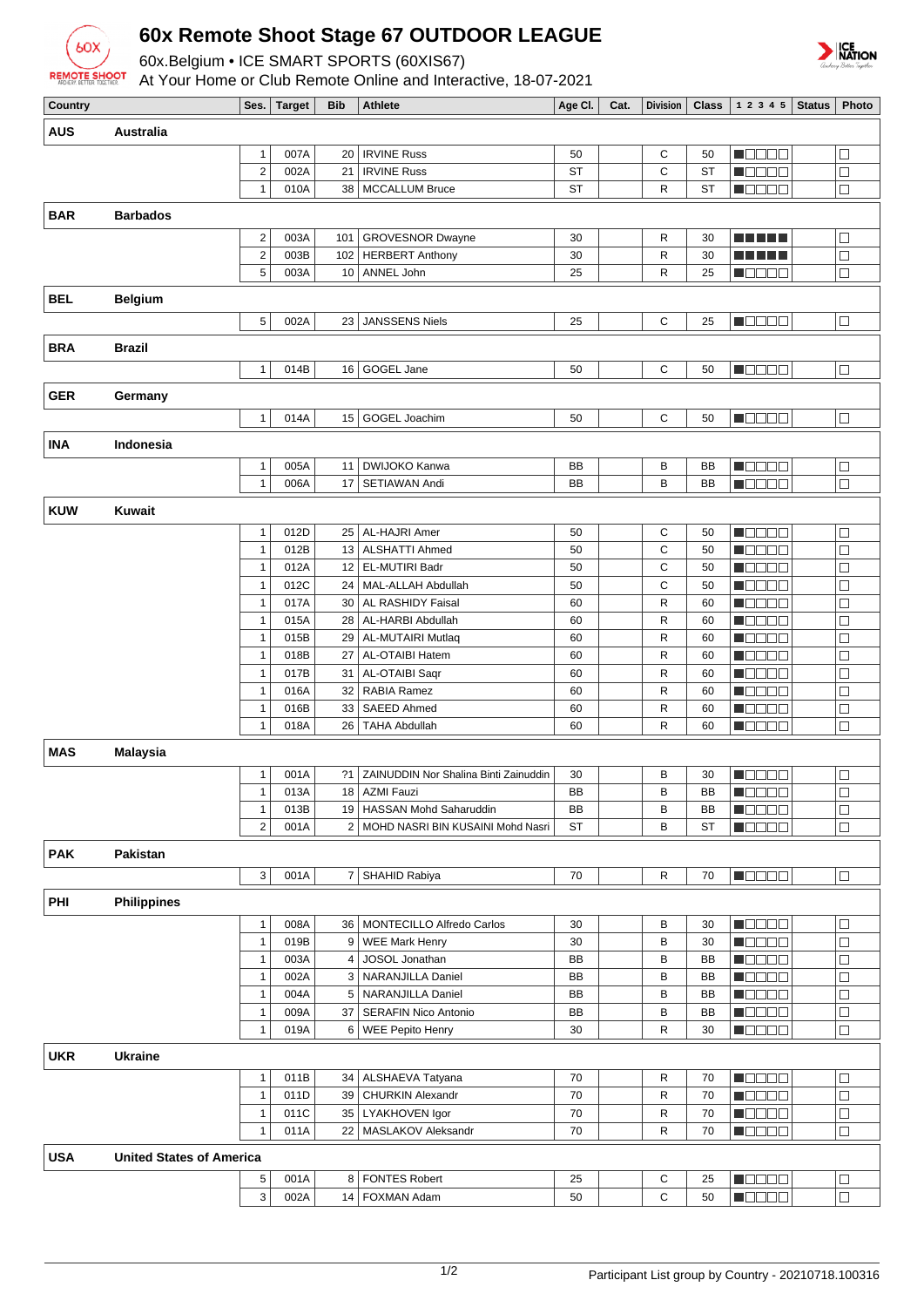# 60x Remote Shoot Stage 67 OUTDOOR LEAGUE

60x.Belgium • ICE SMART SPORTS (60XIS67)

At Your Home or Club Remote Online and Interactive, 18-07-2021

| Country | | Ses. | Target | Bib | Athlete | Age Cl. | Cat. | Division | Class | 1 2 3 4 5 | Status | Photo |
|---|---|---|---|---|---|---|---|---|---|---|---|---|
| **AUS** | **Australia** | | | | | | | | | | | |
| | | 1 | 007A | 20 | IRVINE Russ | 50 | | C | 50 | | | |
| | | 2 | 002A | 21 | IRVINE Russ | ST | | C | ST | | | |
| | | 1 | 010A | 38 | MCCALLUM Bruce | ST | | R | ST | | | |
| **BAR** | **Barbados** | | | | | | | | | | | |
| | | 2 | 003A | 101 | GROVESNOR Dwayne | 30 | | R | 30 | | | |
| | | 2 | 003B | 102 | HERBERT Anthony | 30 | | R | 30 | | | |
| | | 5 | 003A | 10 | ANNEL John | 25 | | R | 25 | | | |
| **BEL** | **Belgium** | | | | | | | | | | | |
| | | 5 | 002A | 23 | JANSSENS Niels | 25 | | C | 25 | | | |
| **BRA** | **Brazil** | | | | | | | | | | | |
| | | 1 | 014B | 16 | GOGEL Jane | 50 | | C | 50 | | | |
| **GER** | **Germany** | | | | | | | | | | | |
| | | 1 | 014A | 15 | GOGEL Joachim | 50 | | C | 50 | | | |
| **INA** | **Indonesia** | | | | | | | | | | | |
| | | 1 | 005A | 11 | DWIJOKO Kanwa | BB | | B | BB | | | |
| | | 1 | 006A | 17 | SETIAWAN Andi | BB | | B | BB | | | |
| **KUW** | **Kuwait** | | | | | | | | | | | |
| | | 1 | 012D | 25 | AL-HAJRI Amer | 50 | | C | 50 | | | |
| | | 1 | 012B | 13 | ALSHATTI Ahmed | 50 | | C | 50 | | | |
| | | 1 | 012A | 12 | EL-MUTIRI Badr | 50 | | C | 50 | | | |
| | | 1 | 012C | 24 | MAL-ALLAH Abdullah | 50 | | C | 50 | | | |
| | | 1 | 017A | 30 | AL RASHIDY Faisal | 60 | | R | 60 | | | |
| | | 1 | 015A | 28 | AL-HARBI Abdullah | 60 | | R | 60 | | | |
| | | 1 | 015B | 29 | AL-MUTAIRI Mutlaq | 60 | | R | 60 | | | |
| | | 1 | 018B | 27 | AL-OTAIBI Hatem | 60 | | R | 60 | | | |
| | | 1 | 017B | 31 | AL-OTAIBI Saqr | 60 | | R | 60 | | | |
| | | 1 | 016A | 32 | RABIA Ramez | 60 | | R | 60 | | | |
| | | 1 | 016B | 33 | SAEED Ahmed | 60 | | R | 60 | | | |
| | | 1 | 018A | 26 | TAHA Abdullah | 60 | | R | 60 | | | |
| **MAS** | **Malaysia** | | | | | | | | | | | |
| | | 1 | 001A | ?1 | ZAINUDDIN Nor Shalina Binti Zainuddin | 30 | | B | 30 | | | |
| | | 1 | 013A | 18 | AZMI Fauzi | BB | | B | BB | | | |
| | | 1 | 013B | 19 | HASSAN Mohd Saharuddin | BB | | B | BB | | | |
| | | 2 | 001A | 2 | MOHD NASRI BIN KUSAINI Mohd Nasri | ST | | B | ST | | | |
| **PAK** | **Pakistan** | | | | | | | | | | | |
| | | 3 | 001A | 7 | SHAHID Rabiya | 70 | | R | 70 | | | |
| **PHI** | **Philippines** | | | | | | | | | | | |
| | | 1 | 008A | 36 | MONTECILLO Alfredo Carlos | 30 | | B | 30 | | | |
| | | 1 | 019B | 9 | WEE Mark Henry | 30 | | B | 30 | | | |
| | | 1 | 003A | 4 | JOSOL Jonathan | BB | | B | BB | | | |
| | | 1 | 002A | 3 | NARANJILLA Daniel | BB | | B | BB | | | |
| | | 1 | 004A | 5 | NARANJILLA Daniel | BB | | B | BB | | | |
| | | 1 | 009A | 37 | SERAFIN Nico Antonio | BB | | B | BB | | | |
| | | 1 | 019A | 6 | WEE Pepito Henry | 30 | | R | 30 | | | |
| **UKR** | **Ukraine** | | | | | | | | | | | |
| | | 1 | 011B | 34 | ALSHAEVA Tatyana | 70 | | R | 70 | | | |
| | | 1 | 011D | 39 | CHURKIN Alexandr | 70 | | R | 70 | | | |
| | | 1 | 011C | 35 | LYAKHOVEN Igor | 70 | | R | 70 | | | |
| | | 1 | 011A | 22 | MASLAKOV Aleksandr | 70 | | R | 70 | | | |
| **USA** | **United States of America** | | | | | | | | | | | |
| | | 5 | 001A | 8 | FONTES Robert | 25 | | C | 25 | | | |
| | | 3 | 002A | 14 | FOXMAN Adam | 50 | | C | 50 | | | |

Participant List group by Country - 20210718.100316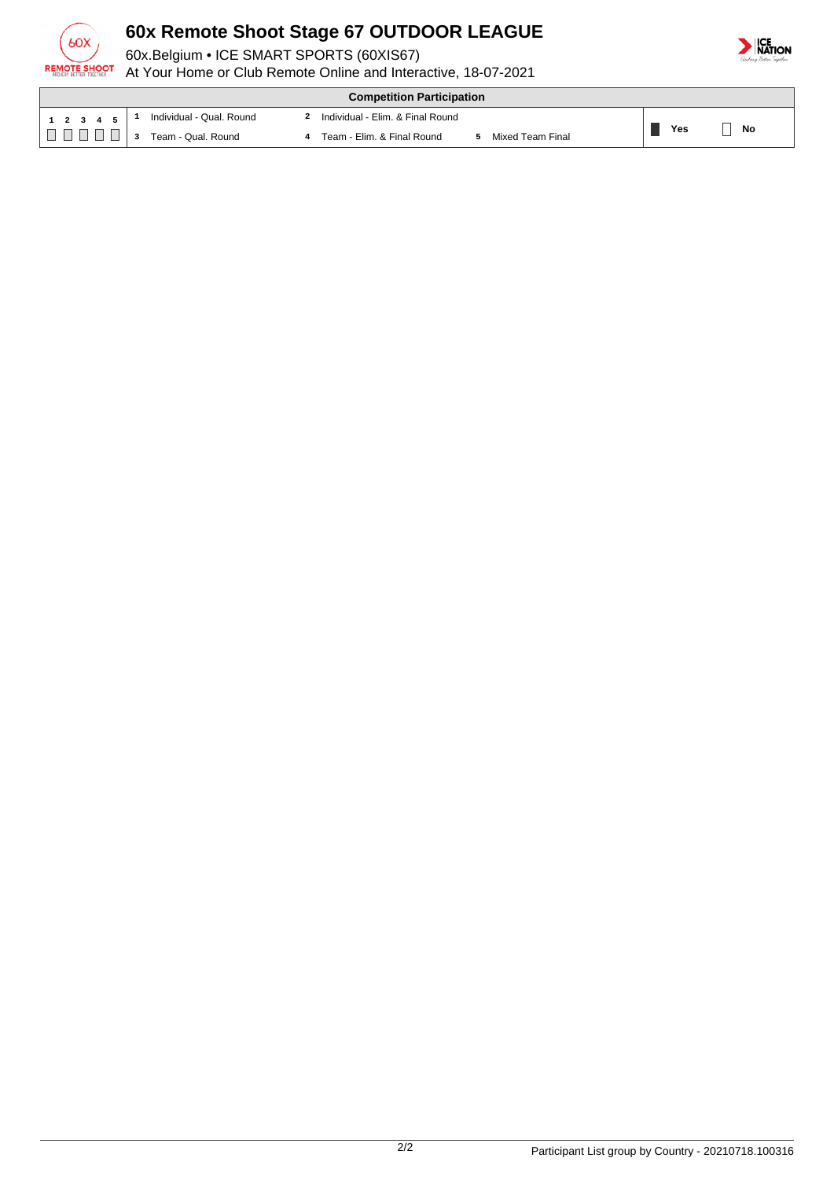# 60x Remote Shoot Stage 67 OUTDOOR LEAGUE

60x.Belgium • ICE SMART SPORTS (60XIS67)

At Your Home or Club Remote Online and Interactive, 18-07-2021

| Competition Participation | | | | |
|---|---|---|---|---|
| 1 2 3 4 5 | 1 Individual - Qual. Round | 2 Individual - Elim. & Final Round | | Yes / No |
| | 3 Team - Qual. Round | 4 Team - Elim. & Final Round | 5 Mixed Team Final | |

Participant List group by Country - 20210718.100316